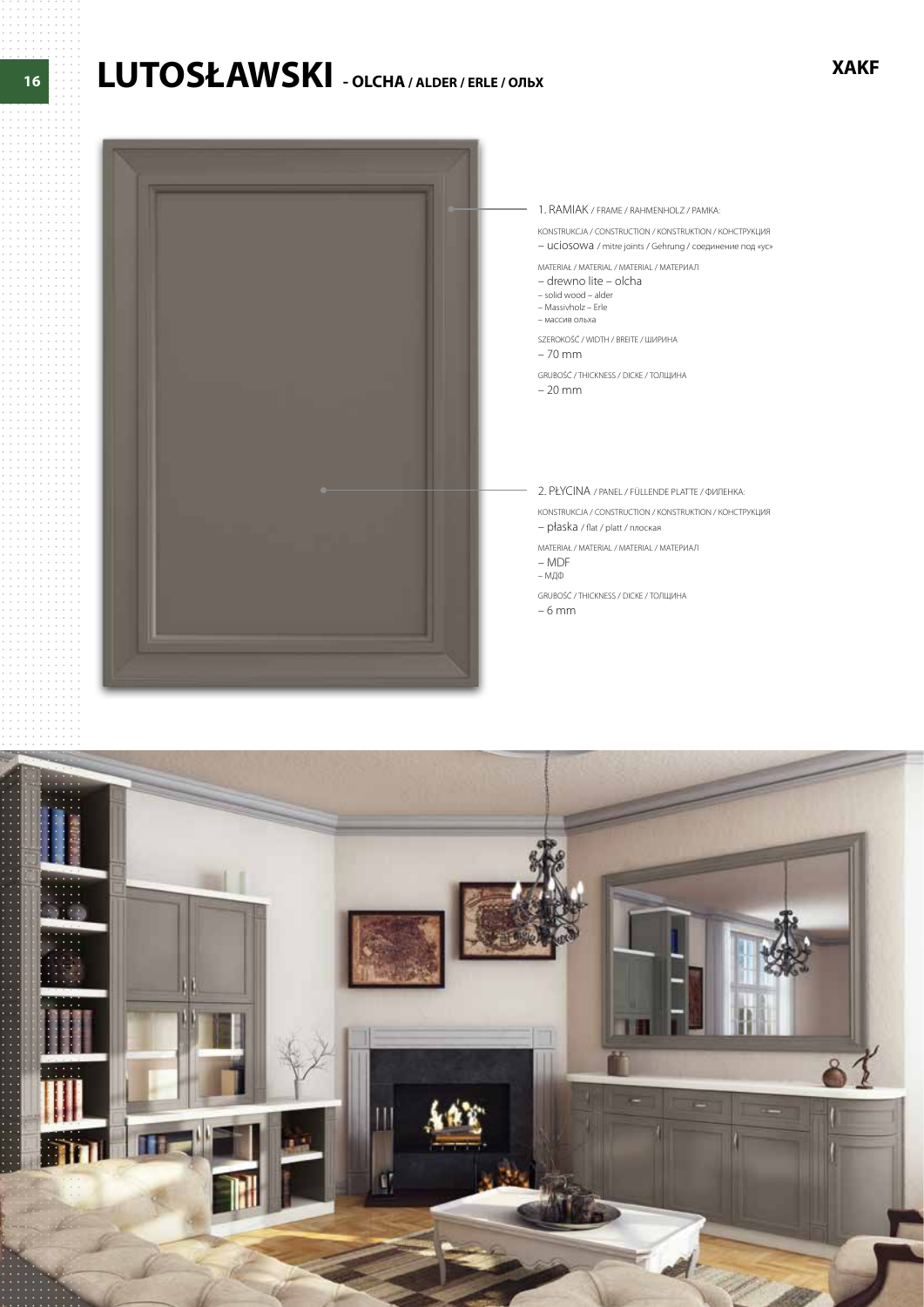# LUTOSŁAWSKI - OLCHA / ALDER / ERLE / ОЛЬХ

XAKF

1. RAMIAK / FRAME / RAHMENHOLZ / РАМКА:

KONSTRUKCJA / CONSTRUCTION / KONSTRUKTION / КОНСТРУКЦИЯ
– uciosowa / mitre joints / Gehrung / соединение под «ус»

MATERIAŁ / MATERIAL / MATERIAL / МАТЕРИАЛ
– drewno lite – olcha
– solid wood – alder
– Massivholz – Erle
– массив ольха

SZEROKOŚĆ / WIDTH / BREITE / ШИРИНА
– 70 mm

GRUBOŚĆ / THICKNESS / DICKE / ТОЛЩИНА
– 20 mm

2. PŁYCINA / PANEL / FÜLLENDE PLATTE / ФИЛЕНКА:

KONSTRUKCJA / CONSTRUCTION / KONSTRUKTION / КОНСТРУКЦИЯ
– płaska / flat / platt / плоская

MATERIAŁ / MATERIAL / MATERIAL / МАТЕРИАЛ
– MDF
– МДФ

GRUBOŚĆ / THICKNESS / DICKE / ТОЛЩИНА
– 6 mm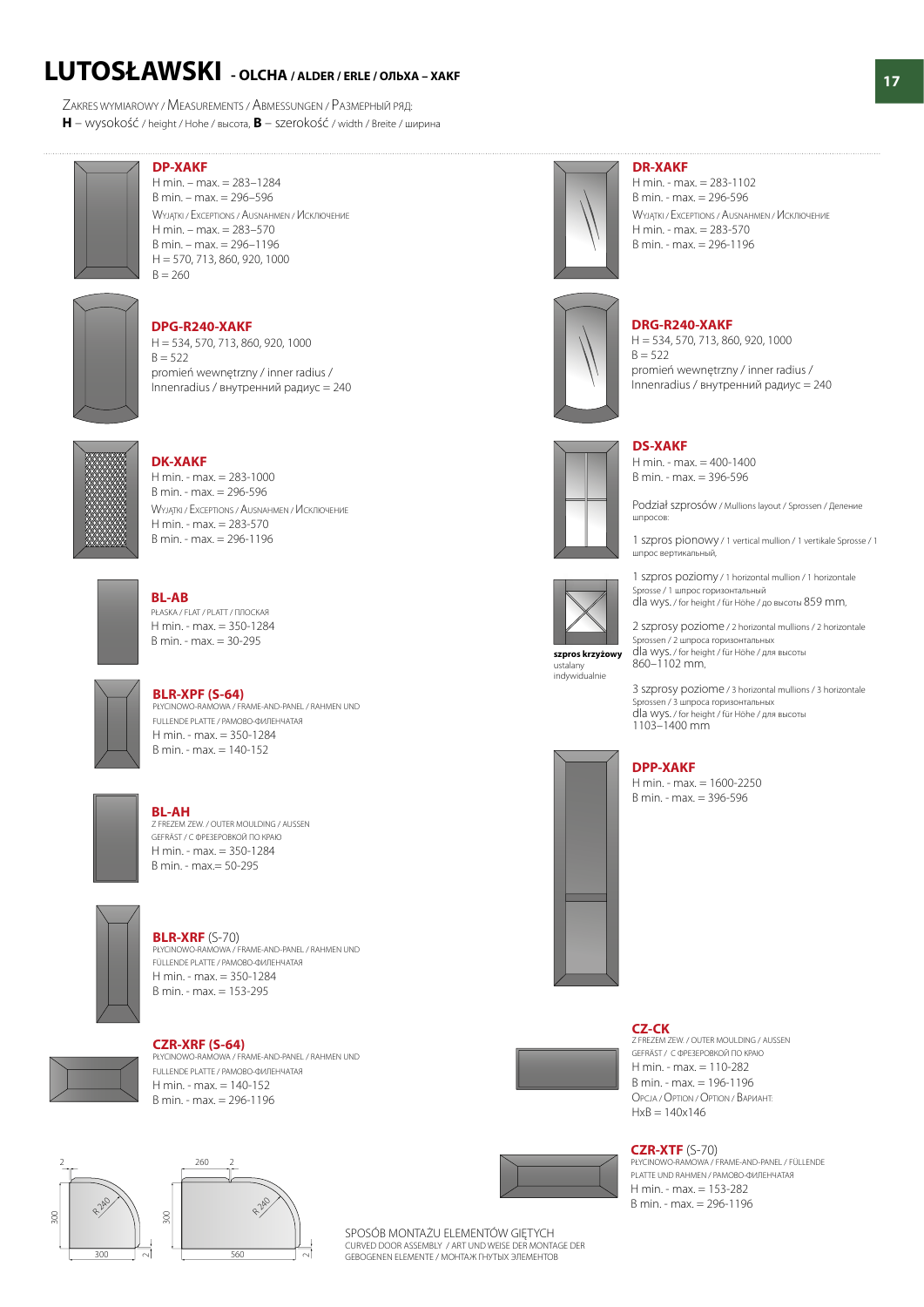# LUTOSŁAWSKI - OLCHA / ALDER / ERLE / ОЛЬХА – XAKF

ZAKRES WYMIAROWY / MEASUREMENTS / ABMESSUNGEN / РАЗМЕРНЫЙ РЯД:
**H** – wysokość / height / Hohe / высота, **B** – szerokość / width / Breite / ширина

**DP-XAKF**
H min. – max. = 283–1284
B min. – max. = 296–596
WYJĄTKI / EXCEPTIONS / AUSNAHMEN / ИСКЛЮЧЕНИЕ
H min. – max. = 283–570
B min. – max. = 296–1196
H = 570, 713, 860, 920, 1000
B = 260

**DPG-R240-XAKF**
H = 534, 570, 713, 860, 920, 1000
B = 522
promień wewnętrzny / inner radius / Innenradius / внутренний радиус = 240

**DK-XAKF**
H min. - max. = 283-1000
B min. - max. = 296-596
WYJĄTKI / EXCEPTIONS / AUSNAHMEN / ИСКЛЮЧЕНИЕ
H min. - max. = 283-570
B min. - max. = 296-1196

**BL-AB**
PŁASKA / FLAT / PLATT / ПЛОСКАЯ
H min. - max. = 350-1284
B min. - max. = 30-295

**BLR-XPF (S-64)**
PŁYCINOWO-RAMOWA / FRAME-AND-PANEL / RAHMEN UND FÜLLENDE PLATTE / РАМОВО-ФИЛЕНЧАТАЯ
H min. - max. = 350-1284
B min. - max. = 140-152

**BL-AH**
Z FREZEM ZEW. / OUTER MOULDING / AUSSEN GEFRÄST / С ФРЕЗЕРОВКОЙ ПО КРАЮ
H min. - max. = 350-1284
B min. - max.= 50-295

**BLR-XRF** (S-70)
PŁYCINOWO-RAMOWA / FRAME-AND-PANEL / RAHMEN UND FÜLLENDE PLATTE / РАМОВО-ФИЛЕНЧАТАЯ
H min. - max. = 350-1284
B min. - max. = 153-295

**CZR-XRF (S-64)**
PŁYCINOWO-RAMOWA / FRAME-AND-PANEL / RAHMEN UND FÜLLENDE PLATTE / РАМОВО-ФИЛЕНЧАТАЯ
H min. - max. = 140-152
B min. - max. = 296-1196

**DR-XAKF**
H min. - max. = 283-1102
B min. - max. = 296-596
WYJĄTKI / EXCEPTIONS / AUSNAHMEN / ИСКЛЮЧЕНИЕ
H min. - max. = 283-570
B min. - max. = 296-1196

**DRG-R240-XAKF**
H = 534, 570, 713, 860, 920, 1000
B = 522
promień wewnętrzny / inner radius / Innenradius / внутренний радиус = 240

**DS-XAKF**
H min. - max. = 400-1400
B min. - max. = 396-596

Podział szprosów / Mullions layout / Sprossen / Деление шпросов:

1 szpros pionowy / 1 vertical mullion / 1 vertikale Sprosse / 1 шпрос вертикальный,

1 szpros poziomy / 1 horizontal mullion / 1 horizontale Sprosse / 1 шпрос горизонтальный
dla wys. / for height / für Höhe / для высоты 859 mm,

2 szprosy poziome / 2 horizontal mullions / 2 horizontale Sprossen / 2 шпроса горизонтальных
dla wys. / for height / für Höhe / для высоты 860–1102 mm,

3 szprosy poziome / 3 horizontal mullions / 3 horizontale Sprossen / 3 шпроса горизонтальных
dla wys. / for height / für Höhe / для высоты 1103–1400 mm

**szpros krzyżowy** ustalany indywidualnie

**DPP-XAKF**
H min. - max. = 1600-2250
B min. - max. = 396-596

**CZ-CK**
Z FREZEM ZEW. / OUTER MOULDING / AUSSEN GEFRÄST / С ФРЕЗЕРОВКОЙ ПО КРАЮ
H min. - max. = 110-282
B min. - max. = 196-1196
OPCJA / OPTION / OPTION / ВАРИАНТ:
HxB = 140x146

**CZR-XTF** (S-70)
PŁYCINOWO-RAMOWA / FRAME-AND-PANEL / FÜLLENDE PLATTE UND RAHMEN / РАМОВО-ФИЛЕНЧАТАЯ
H min. - max. = 153-282
B min. - max. = 296-1196

2
300
R 240
300
2

260
2
300
R 240
560
2

SPOSÓB MONTAŻU ELEMENTÓW GIĘTYCH
CURVED DOOR ASSEMBLY / ART UND WEISE DER MONTAGE DER GEBOGENEN ELEMENTE / МОНТАЖ ГНУТЫХ ЭЛЕМЕНТОВ